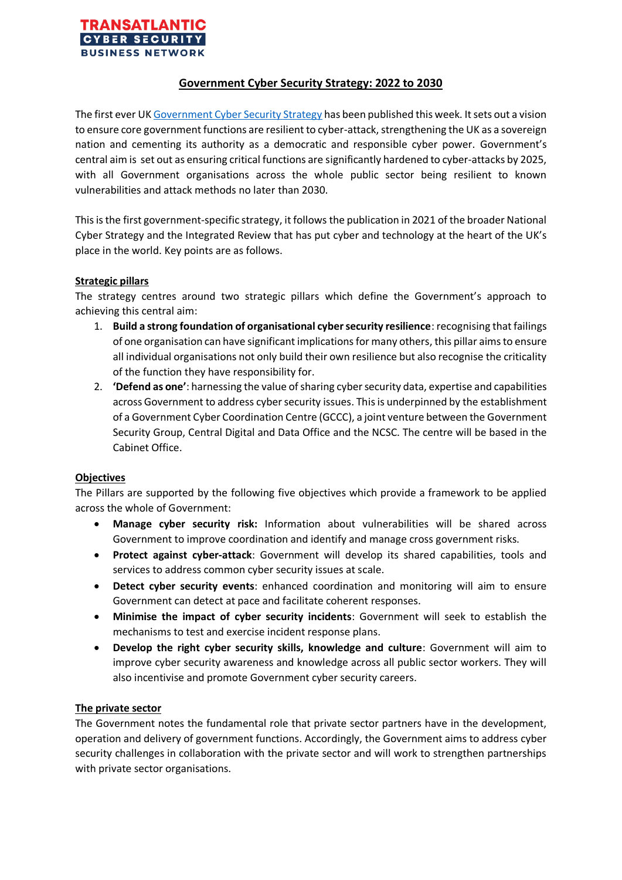**TRANSATLANTIC CYBER SECURITY BUSINESS NETWORK**

# Government Cyber Security Strategy: 2022 to 2030

The first ever UK Government Cyber Security Strategy has been published this week. It sets out a vision to ensure core government functions are resilient to cyber-attack, strengthening the UK as a sovereign nation and cementing its authority as a democratic and responsible cyber power. Government's central aim is set out as ensuring critical functions are significantly hardened to cyber-attacks by 2025, with all Government organisations across the whole public sector being resilient to known vulnerabilities and attack methods no later than 2030.

This is the first government-specific strategy, it follows the publication in 2021 of the broader National Cyber Strategy and the Integrated Review that has put cyber and technology at the heart of the UK's place in the world. Key points are as follows.

## Strategic pillars

The strategy centres around two strategic pillars which define the Government's approach to achieving this central aim:

1. **Build a strong foundation of organisational cyber security resilience**: recognising that failings of one organisation can have significant implications for many others, this pillar aims to ensure all individual organisations not only build their own resilience but also recognise the criticality of the function they have responsibility for.
2. **'Defend as one'**: harnessing the value of sharing cyber security data, expertise and capabilities across Government to address cyber security issues. This is underpinned by the establishment of a Government Cyber Coordination Centre (GCCC), a joint venture between the Government Security Group, Central Digital and Data Office and the NCSC. The centre will be based in the Cabinet Office.

## Objectives

The Pillars are supported by the following five objectives which provide a framework to be applied across the whole of Government:

- **Manage cyber security risk:** Information about vulnerabilities will be shared across Government to improve coordination and identify and manage cross government risks.
- **Protect against cyber-attack**: Government will develop its shared capabilities, tools and services to address common cyber security issues at scale.
- **Detect cyber security events**: enhanced coordination and monitoring will aim to ensure Government can detect at pace and facilitate coherent responses.
- **Minimise the impact of cyber security incidents**: Government will seek to establish the mechanisms to test and exercise incident response plans.
- **Develop the right cyber security skills, knowledge and culture**: Government will aim to improve cyber security awareness and knowledge across all public sector workers. They will also incentivise and promote Government cyber security careers.

## The private sector

The Government notes the fundamental role that private sector partners have in the development, operation and delivery of government functions. Accordingly, the Government aims to address cyber security challenges in collaboration with the private sector and will work to strengthen partnerships with private sector organisations.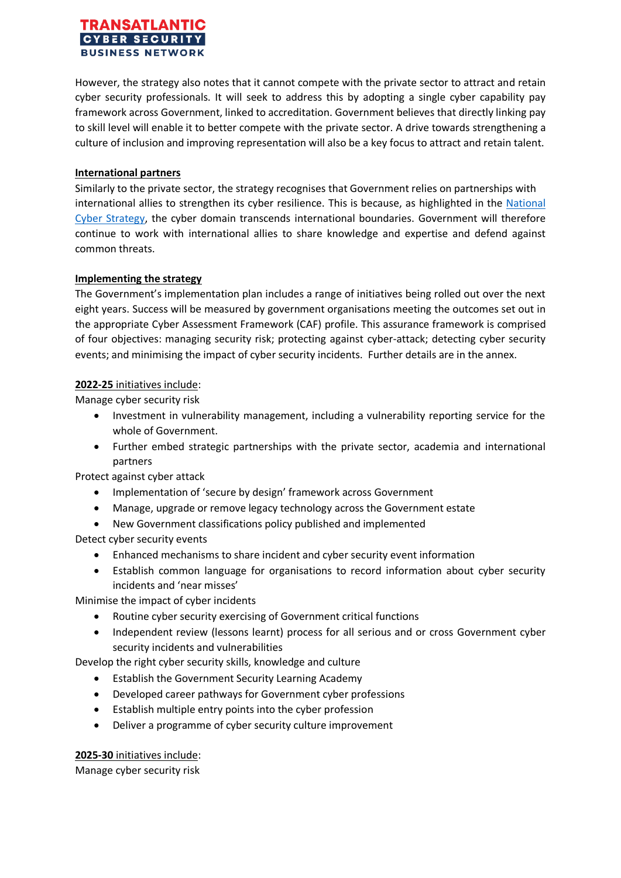However, the strategy also notes that it cannot compete with the private sector to attract and retain cyber security professionals. It will seek to address this by adopting a single cyber capability pay framework across Government, linked to accreditation. Government believes that directly linking pay to skill level will enable it to better compete with the private sector. A drive towards strengthening a culture of inclusion and improving representation will also be a key focus to attract and retain talent.

**International partners**

Similarly to the private sector, the strategy recognises that Government relies on partnerships with international allies to strengthen its cyber resilience. This is because, as highlighted in the National Cyber Strategy, the cyber domain transcends international boundaries. Government will therefore continue to work with international allies to share knowledge and expertise and defend against common threats.

**Implementing the strategy**

The Government's implementation plan includes a range of initiatives being rolled out over the next eight years. Success will be measured by government organisations meeting the outcomes set out in the appropriate Cyber Assessment Framework (CAF) profile. This assurance framework is comprised of four objectives: managing security risk; protecting against cyber-attack; detecting cyber security events; and minimising the impact of cyber security incidents. Further details are in the annex.

**2022-25** initiatives include:

Manage cyber security risk

- Investment in vulnerability management, including a vulnerability reporting service for the whole of Government.
- Further embed strategic partnerships with the private sector, academia and international partners

Protect against cyber attack

- Implementation of 'secure by design' framework across Government
- Manage, upgrade or remove legacy technology across the Government estate
- New Government classifications policy published and implemented

Detect cyber security events

- Enhanced mechanisms to share incident and cyber security event information
- Establish common language for organisations to record information about cyber security incidents and 'near misses'

Minimise the impact of cyber incidents

- Routine cyber security exercising of Government critical functions
- Independent review (lessons learnt) process for all serious and or cross Government cyber security incidents and vulnerabilities

Develop the right cyber security skills, knowledge and culture

- Establish the Government Security Learning Academy
- Developed career pathways for Government cyber professions
- Establish multiple entry points into the cyber profession
- Deliver a programme of cyber security culture improvement

**2025-30** initiatives include:

Manage cyber security risk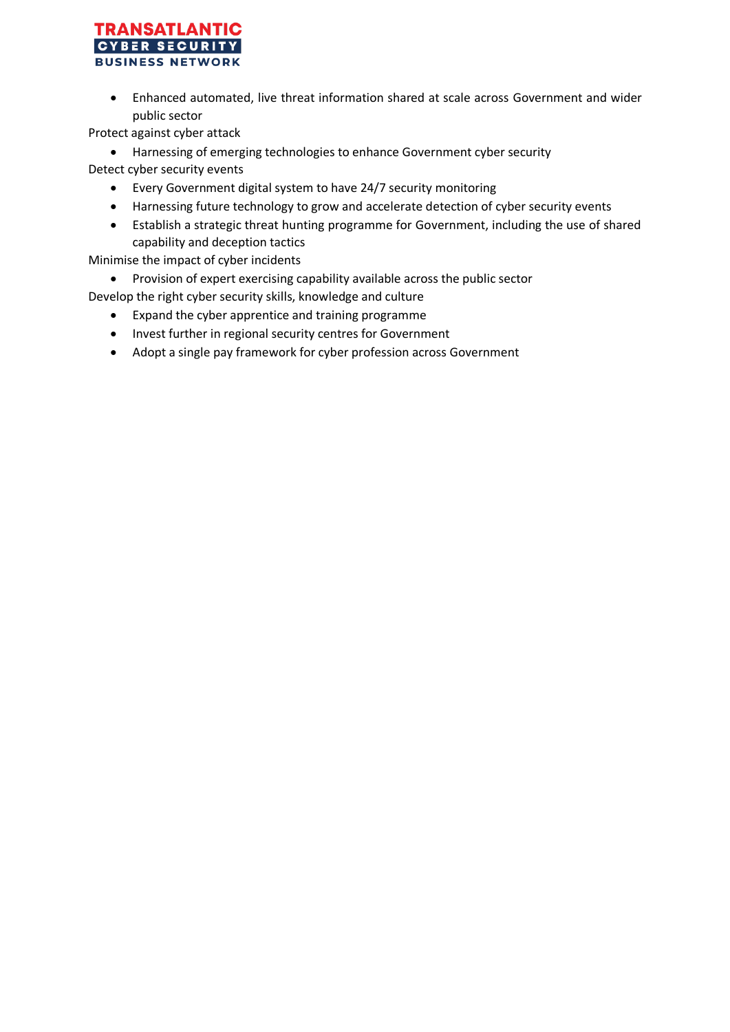- Enhanced automated, live threat information shared at scale across Government and wider public sector

Protect against cyber attack

- Harnessing of emerging technologies to enhance Government cyber security

Detect cyber security events

- Every Government digital system to have 24/7 security monitoring
- Harnessing future technology to grow and accelerate detection of cyber security events
- Establish a strategic threat hunting programme for Government, including the use of shared capability and deception tactics

Minimise the impact of cyber incidents

- Provision of expert exercising capability available across the public sector

Develop the right cyber security skills, knowledge and culture

- Expand the cyber apprentice and training programme
- Invest further in regional security centres for Government
- Adopt a single pay framework for cyber profession across Government